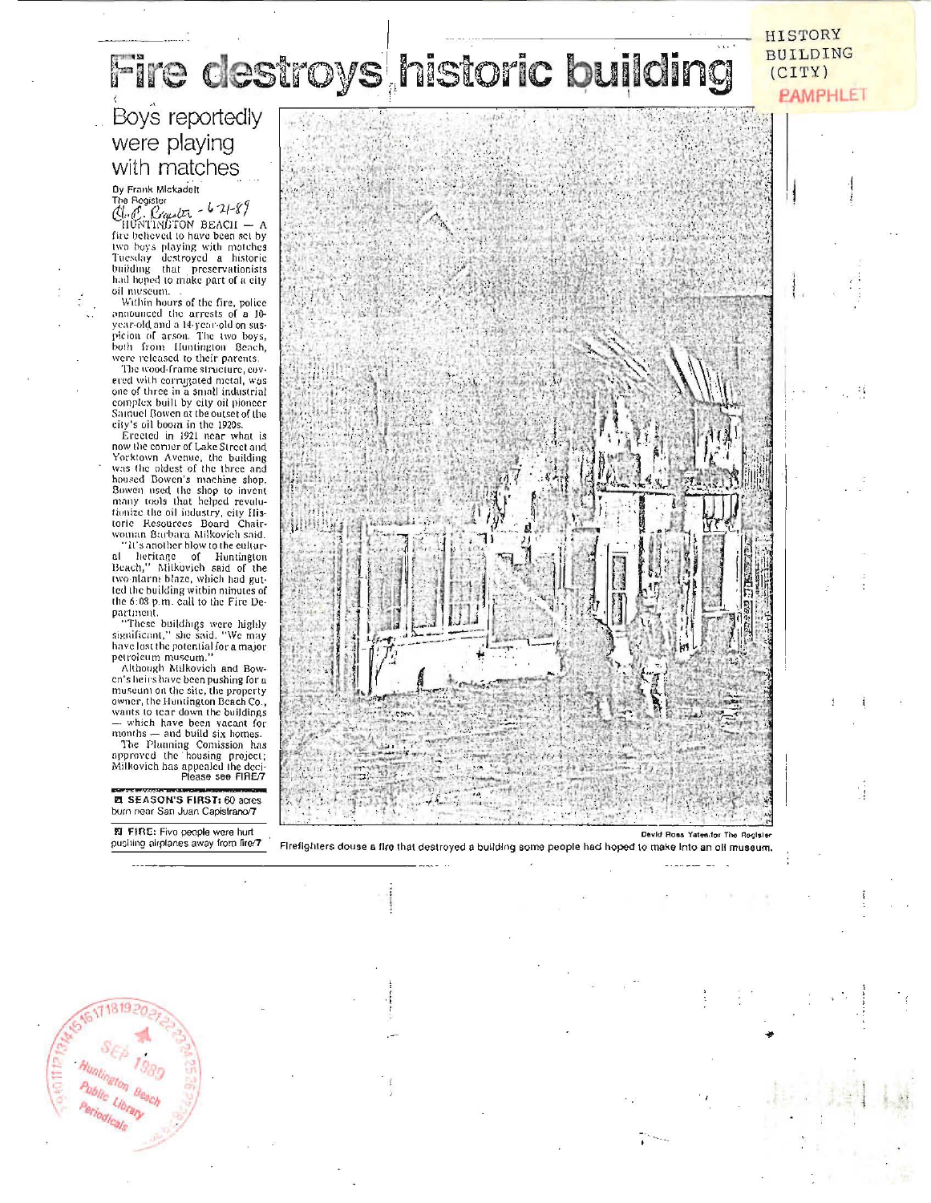HISTORY
BUILDING
(CITY)
PAMPHLET

# Fire destroys historic building

## Boys reportedly were playing with matches

By Frank Mickadeit
The Register

O.C. Register - 6-21-89

HUNTINGTON BEACH — A fire believed to have been set by two boys playing with matches Tuesday destroyed a historic building that preservationists had hoped to make part of a city oil museum.

Within hours of the fire, police announced the arrests of a 10-year-old and a 14-year-old on suspicion of arson. The two boys, both from Huntington Beach, were released to their parents.

The wood-frame structure, covered with corrugated metal, was one of three in a small industrial complex built by city oil pioneer Samuel Bowen at the outset of the city's oil boom in the 1920s.

Erected in 1921 near what is now the corner of Lake Street and Yorktown Avenue, the building was the oldest of the three and housed Bowen's machine shop. Bowen used the shop to invent many tools that helped revolutionize the oil industry, city Historic Resources Board Chairwoman Barbara Milkovich said.

"It's another blow to the cultural heritage of Huntington Beach," Milkovich said of the two-alarm blaze, which had gutted the building within minutes of the 6:08 p.m. call to the Fire Department.

"These buildings were highly significant," she said. "We may have lost the potential for a major petroleum museum."

Although Milkovich and Bowen's heirs have been pushing for a museum on the site, the property owner, the Huntington Beach Co., wants to tear down the buildings — which have been vacant for months — and build six homes.

The Planning Comission has approved the housing project; Milkovich has appealed the deci-

Please see FIRE/7

**SEASON'S FIRST:** 60 acres burn near San Juan Capistrano/7

**FIRE:** Five people were hurt pushing airplanes away from fire/7

David Ross Yates for The Register

Firefighters douse a fire that destroyed a building some people had hoped to make into an oil museum.

SEP 1989
Huntington Beach Public Library Periodicals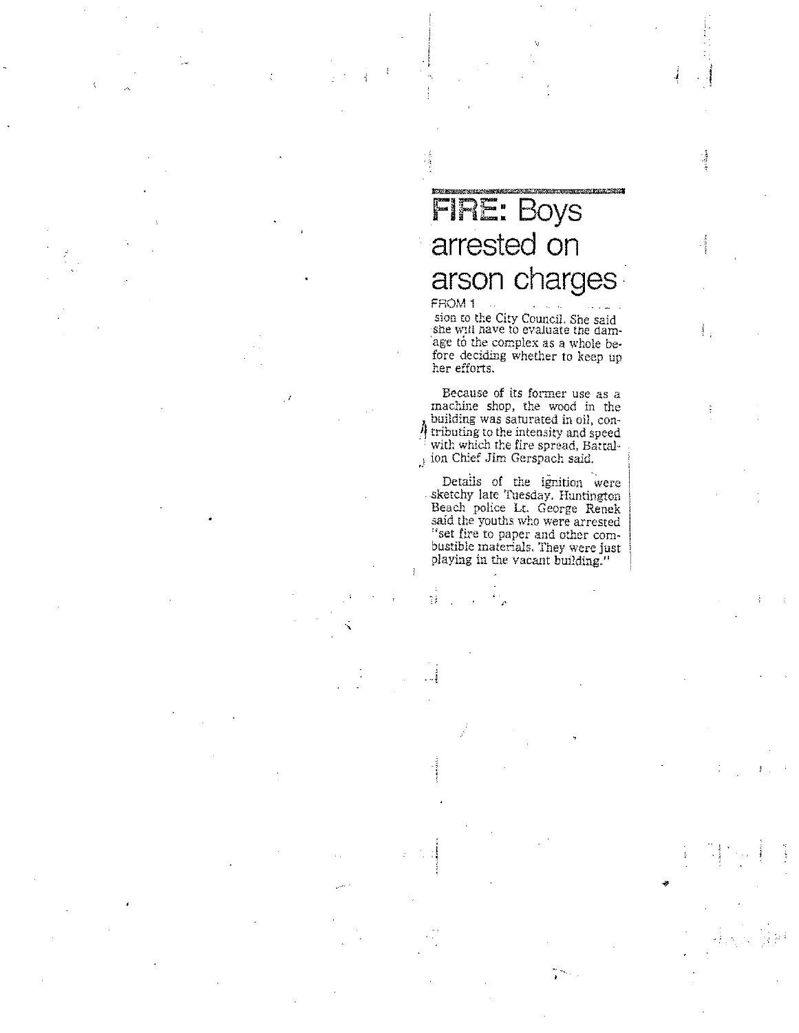# FIRE: Boys arrested on arson charges

FROM 1

sion to the City Council. She said she will have to evaluate the damage to the complex as a whole before deciding whether to keep up her efforts.

Because of its former use as a machine shop, the wood in the building was saturated in oil, contributing to the intensity and speed with which the fire spread, Battalion Chief Jim Gerspach said.

Details of the ignition were sketchy late Tuesday. Huntington Beach police Lt. George Renek said the youths who were arrested "set fire to paper and other combustible materials. They were just playing in the vacant building."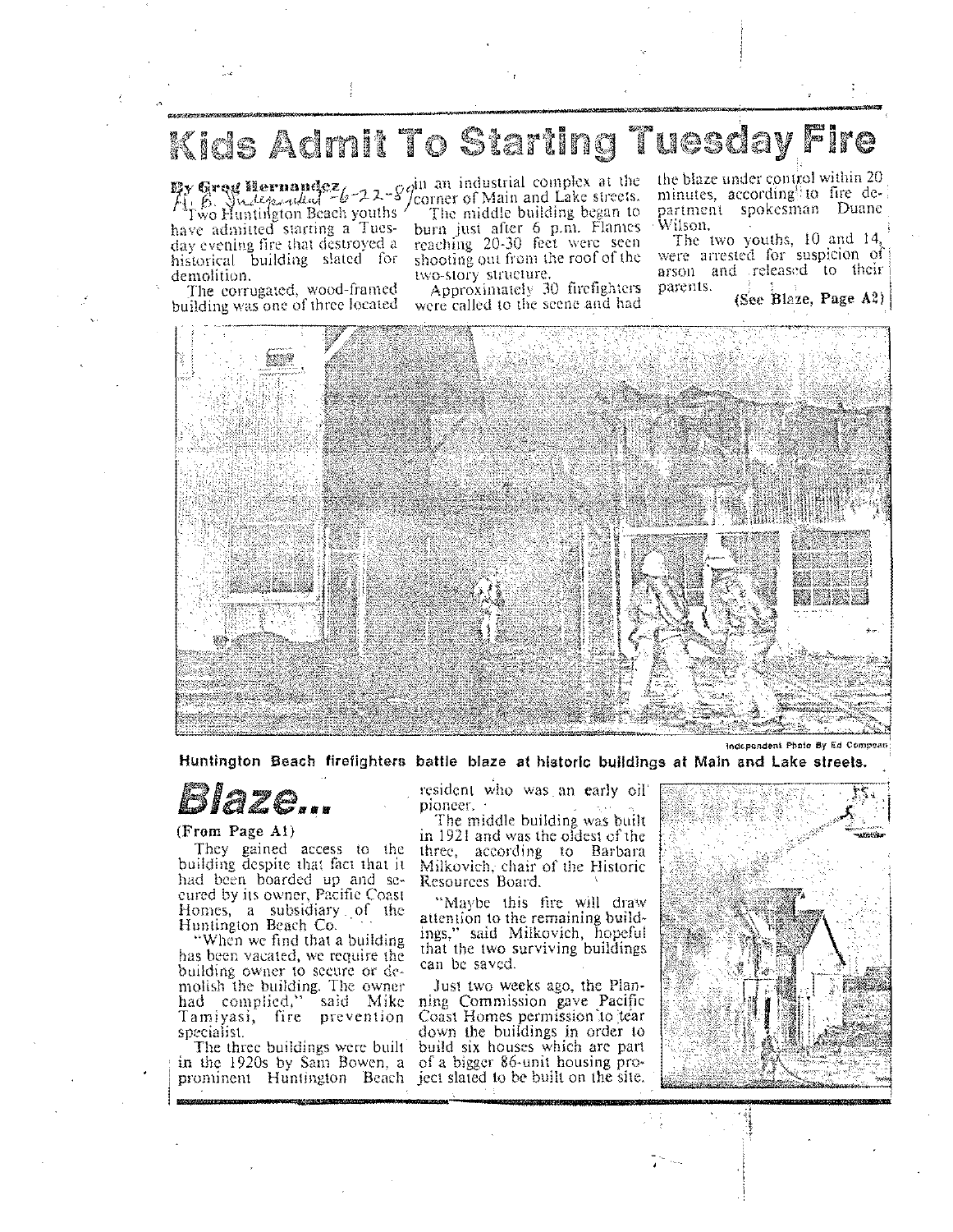# Kids Admit To Starting Tuesday Fire

**By Greg Hernandez** *H. B. Independent -6-22-89*

Two Huntington Beach youths have admitted starting a Tuesday evening fire that destroyed a historical building slated for demolition.

The corrugated, wood-framed building was one of three located in an industrial complex at the corner of Main and Lake streets.

The middle building began to burn just after 6 p.m. Flames reaching 20-30 feet were seen shooting out from the roof of the two-story structure.

Approximately 30 firefighters were called to the scene and had the blaze under control within 20 minutes, according to fire department spokesman Duane Wilson.

The two youths, 10 and 14, were arrested for suspicion of arson and released to their parents.

(See Blaze, Page A2)

Independent Photo By Ed Compean

**Huntington Beach firefighters battle blaze at historic buildings at Main and Lake streets.**

## Blaze...

(From Page A1)

They gained access to the building despite that fact that it had been boarded up and secured by its owner, Pacific Coast Homes, a subsidiary of the Huntington Beach Co.

"When we find that a building has been vacated, we require the building owner to secure or demolish the building. The owner had complied," said Mike Tamiyasi, fire prevention specialist.

The three buildings were built in the 1920s by Sam Bowen, a prominent Huntington Beach resident who was an early oil pioneer.

The middle building was built in 1921 and was the oldest of the three, according to Barbara Milkovich, chair of the Historic Resources Board.

"Maybe this fire will draw attention to the remaining buildings," said Milkovich, hopeful that the two surviving buildings can be saved.

Just two weeks ago, the Planning Commission gave Pacific Coast Homes permission to tear down the buildings in order to build six houses which are part of a bigger 86-unit housing project slated to be built on the site.